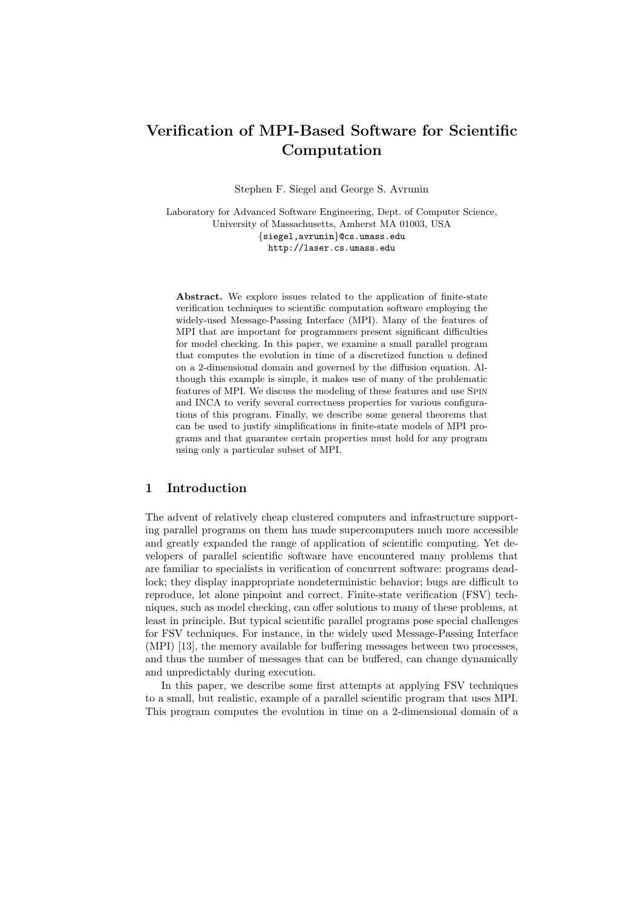# Verification of MPI-Based Software for Scientific Computation

Stephen F. Siegel and George S. Avrunin

Laboratory for Advanced Software Engineering, Dept. of Computer Science,
University of Massachusetts, Amherst MA 01003, USA
{siegel,avrunin}@cs.umass.edu
http://laser.cs.umass.edu

**Abstract.** We explore issues related to the application of finite-state verification techniques to scientific computation software employing the widely-used Message-Passing Interface (MPI). Many of the features of MPI that are important for programmers present significant difficulties for model checking. In this paper, we examine a small parallel program that computes the evolution in time of a discretized function $u$ defined on a 2-dimensional domain and governed by the diffusion equation. Although this example is simple, it makes use of many of the problematic features of MPI. We discuss the modeling of these features and use Spin and INCA to verify several correctness properties for various configurations of this program. Finally, we describe some general theorems that can be used to justify simplifications in finite-state models of MPI programs and that guarantee certain properties must hold for any program using only a particular subset of MPI.

## 1 Introduction

The advent of relatively cheap clustered computers and infrastructure supporting parallel programs on them has made supercomputers much more accessible and greatly expanded the range of application of scientific computing. Yet developers of parallel scientific software have encountered many problems that are familiar to specialists in verification of concurrent software: programs deadlock; they display inappropriate nondeterministic behavior; bugs are difficult to reproduce, let alone pinpoint and correct. Finite-state verification (FSV) techniques, such as model checking, can offer solutions to many of these problems, at least in principle. But typical scientific parallel programs pose special challenges for FSV techniques. For instance, in the widely used Message-Passing Interface (MPI) [13], the memory available for buffering messages between two processes, and thus the number of messages that can be buffered, can change dynamically and unpredictably during execution.

In this paper, we describe some first attempts at applying FSV techniques to a small, but realistic, example of a parallel scientific program that uses MPI. This program computes the evolution in time on a 2-dimensional domain of a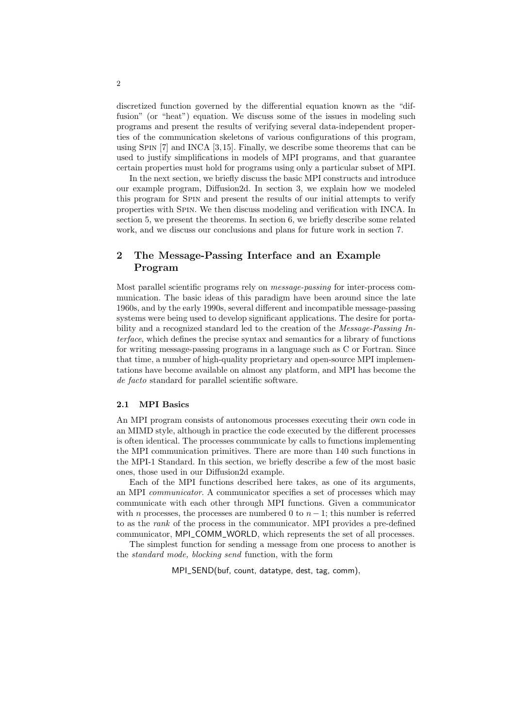discretized function governed by the differential equation known as the "diffusion" (or "heat") equation. We discuss some of the issues in modeling such programs and present the results of verifying several data-independent properties of the communication skeletons of various configurations of this program, using Spin [7] and INCA [3,15]. Finally, we describe some theorems that can be used to justify simplifications in models of MPI programs, and that guarantee certain properties must hold for programs using only a particular subset of MPI.

In the next section, we briefly discuss the basic MPI constructs and introduce our example program, Diffusion2d. In section 3, we explain how we modeled this program for Spin and present the results of our initial attempts to verify properties with Spin. We then discuss modeling and verification with INCA. In section 5, we present the theorems. In section 6, we briefly describe some related work, and we discuss our conclusions and plans for future work in section 7.

## 2 The Message-Passing Interface and an Example Program

Most parallel scientific programs rely on *message-passing* for inter-process communication. The basic ideas of this paradigm have been around since the late 1960s, and by the early 1990s, several different and incompatible message-passing systems were being used to develop significant applications. The desire for portability and a recognized standard led to the creation of the *Message-Passing Interface*, which defines the precise syntax and semantics for a library of functions for writing message-passing programs in a language such as C or Fortran. Since that time, a number of high-quality proprietary and open-source MPI implementations have become available on almost any platform, and MPI has become the *de facto* standard for parallel scientific software.

### 2.1 MPI Basics

An MPI program consists of autonomous processes executing their own code in an MIMD style, although in practice the code executed by the different processes is often identical. The processes communicate by calls to functions implementing the MPI communication primitives. There are more than 140 such functions in the MPI-1 Standard. In this section, we briefly describe a few of the most basic ones, those used in our Diffusion2d example.

Each of the MPI functions described here takes, as one of its arguments, an MPI *communicator*. A communicator specifies a set of processes which may communicate with each other through MPI functions. Given a communicator with $n$ processes, the processes are numbered 0 to $n-1$; this number is referred to as the *rank* of the process in the communicator. MPI provides a pre-defined communicator, MPI_COMM_WORLD, which represents the set of all processes.

The simplest function for sending a message from one process to another is the *standard mode, blocking send* function, with the form

MPI_SEND(buf, count, datatype, dest, tag, comm),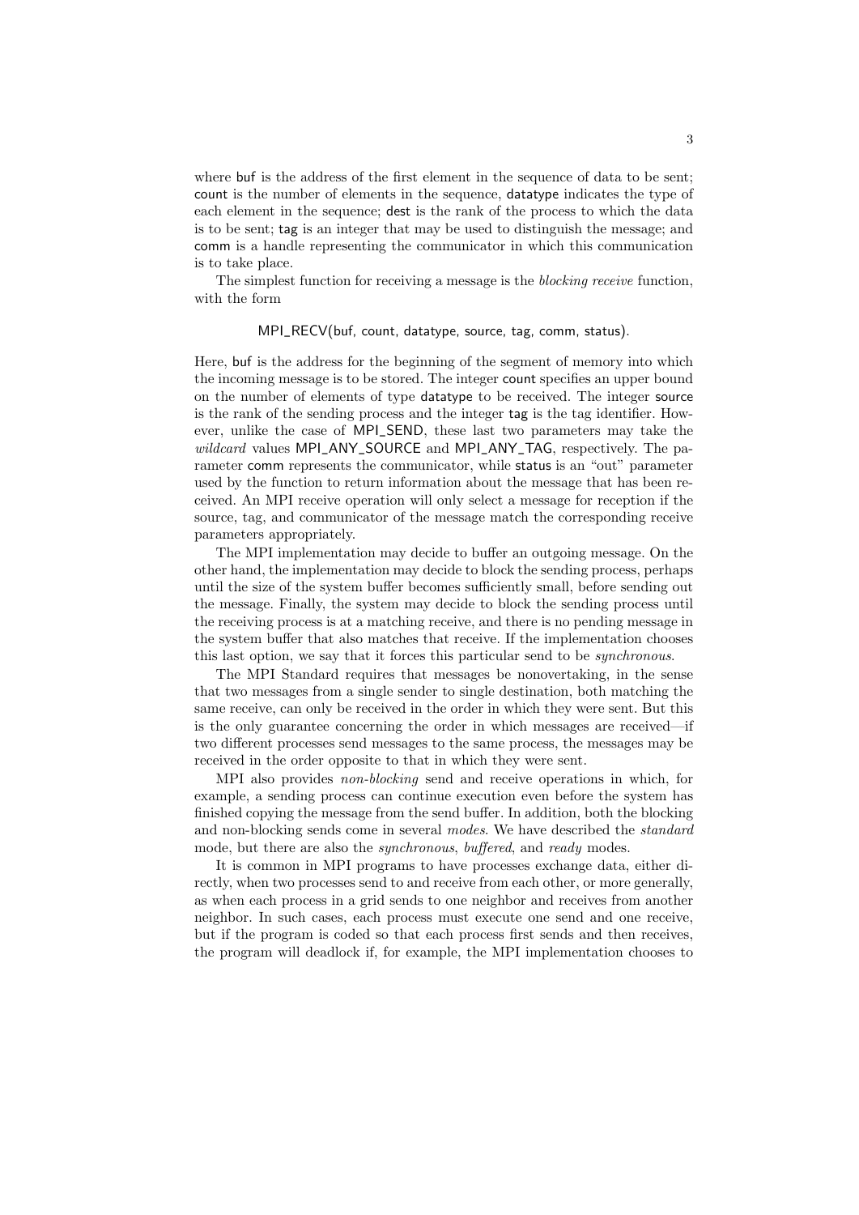where buf is the address of the first element in the sequence of data to be sent; count is the number of elements in the sequence, datatype indicates the type of each element in the sequence; dest is the rank of the process to which the data is to be sent; tag is an integer that may be used to distinguish the message; and comm is a handle representing the communicator in which this communication is to take place.

The simplest function for receiving a message is the *blocking receive* function, with the form

MPI_RECV(buf, count, datatype, source, tag, comm, status).

Here, buf is the address for the beginning of the segment of memory into which the incoming message is to be stored. The integer count specifies an upper bound on the number of elements of type datatype to be received. The integer source is the rank of the sending process and the integer tag is the tag identifier. However, unlike the case of MPI_SEND, these last two parameters may take the *wildcard* values MPI_ANY_SOURCE and MPI_ANY_TAG, respectively. The parameter comm represents the communicator, while status is an "out" parameter used by the function to return information about the message that has been received. An MPI receive operation will only select a message for reception if the source, tag, and communicator of the message match the corresponding receive parameters appropriately.

The MPI implementation may decide to buffer an outgoing message. On the other hand, the implementation may decide to block the sending process, perhaps until the size of the system buffer becomes sufficiently small, before sending out the message. Finally, the system may decide to block the sending process until the receiving process is at a matching receive, and there is no pending message in the system buffer that also matches that receive. If the implementation chooses this last option, we say that it forces this particular send to be *synchronous*.

The MPI Standard requires that messages be nonovertaking, in the sense that two messages from a single sender to single destination, both matching the same receive, can only be received in the order in which they were sent. But this is the only guarantee concerning the order in which messages are received—if two different processes send messages to the same process, the messages may be received in the order opposite to that in which they were sent.

MPI also provides *non-blocking* send and receive operations in which, for example, a sending process can continue execution even before the system has finished copying the message from the send buffer. In addition, both the blocking and non-blocking sends come in several *modes*. We have described the *standard* mode, but there are also the *synchronous*, *buffered*, and *ready* modes.

It is common in MPI programs to have processes exchange data, either directly, when two processes send to and receive from each other, or more generally, as when each process in a grid sends to one neighbor and receives from another neighbor. In such cases, each process must execute one send and one receive, but if the program is coded so that each process first sends and then receives, the program will deadlock if, for example, the MPI implementation chooses to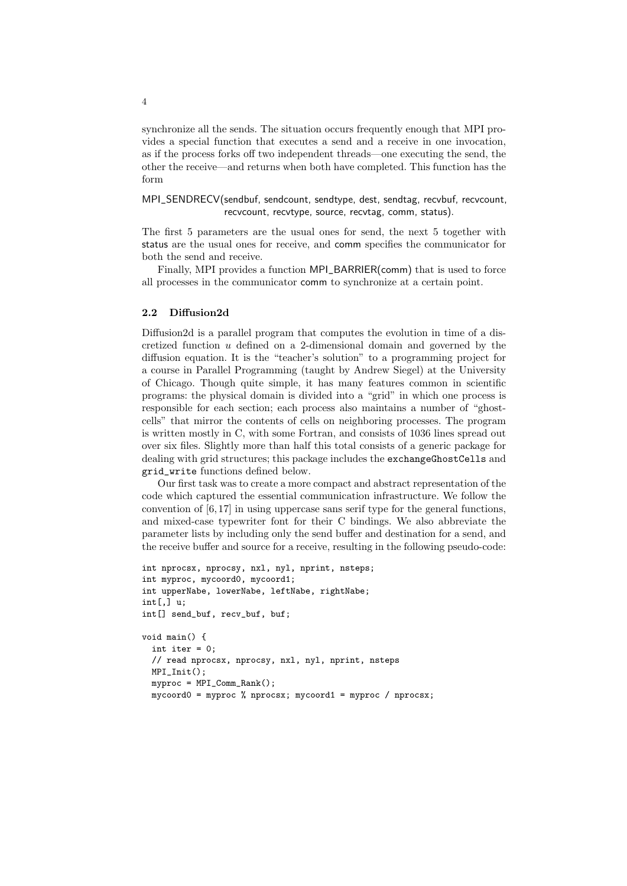synchronize all the sends. The situation occurs frequently enough that MPI provides a special function that executes a send and a receive in one invocation, as if the process forks off two independent threads—one executing the send, the other the receive—and returns when both have completed. This function has the form

MPI_SENDRECV(sendbuf, sendcount, sendtype, dest, sendtag, recvbuf, recvcount, recvcount, recvtype, source, recvtag, comm, status).

The first 5 parameters are the usual ones for send, the next 5 together with status are the usual ones for receive, and comm specifies the communicator for both the send and receive.

Finally, MPI provides a function MPI_BARRIER(comm) that is used to force all processes in the communicator comm to synchronize at a certain point.

### 2.2 Diffusion2d

Diffusion2d is a parallel program that computes the evolution in time of a discretized function $u$ defined on a 2-dimensional domain and governed by the diffusion equation. It is the "teacher's solution" to a programming project for a course in Parallel Programming (taught by Andrew Siegel) at the University of Chicago. Though quite simple, it has many features common in scientific programs: the physical domain is divided into a "grid" in which one process is responsible for each section; each process also maintains a number of "ghost-cells" that mirror the contents of cells on neighboring processes. The program is written mostly in C, with some Fortran, and consists of 1036 lines spread out over six files. Slightly more than half this total consists of a generic package for dealing with grid structures; this package includes the `exchangeGhostCells` and `grid_write` functions defined below.

Our first task was to create a more compact and abstract representation of the code which captured the essential communication infrastructure. We follow the convention of [6, 17] in using uppercase sans serif type for the general functions, and mixed-case typewriter font for their C bindings. We also abbreviate the parameter lists by including only the send buffer and destination for a send, and the receive buffer and source for a receive, resulting in the following pseudo-code:

```
int nprocsx, nprocsy, nxl, nyl, nprint, nsteps;
int myproc, mycoord0, mycoord1;
int upperNabe, lowerNabe, leftNabe, rightNabe;
int[,] u;
int[] send_buf, recv_buf, buf;

void main() {
  int iter = 0;
  // read nprocsx, nprocsy, nxl, nyl, nprint, nsteps
  MPI_Init();
  myproc = MPI_Comm_Rank();
  mycoord0 = myproc % nprocsx; mycoord1 = myproc / nprocsx;
```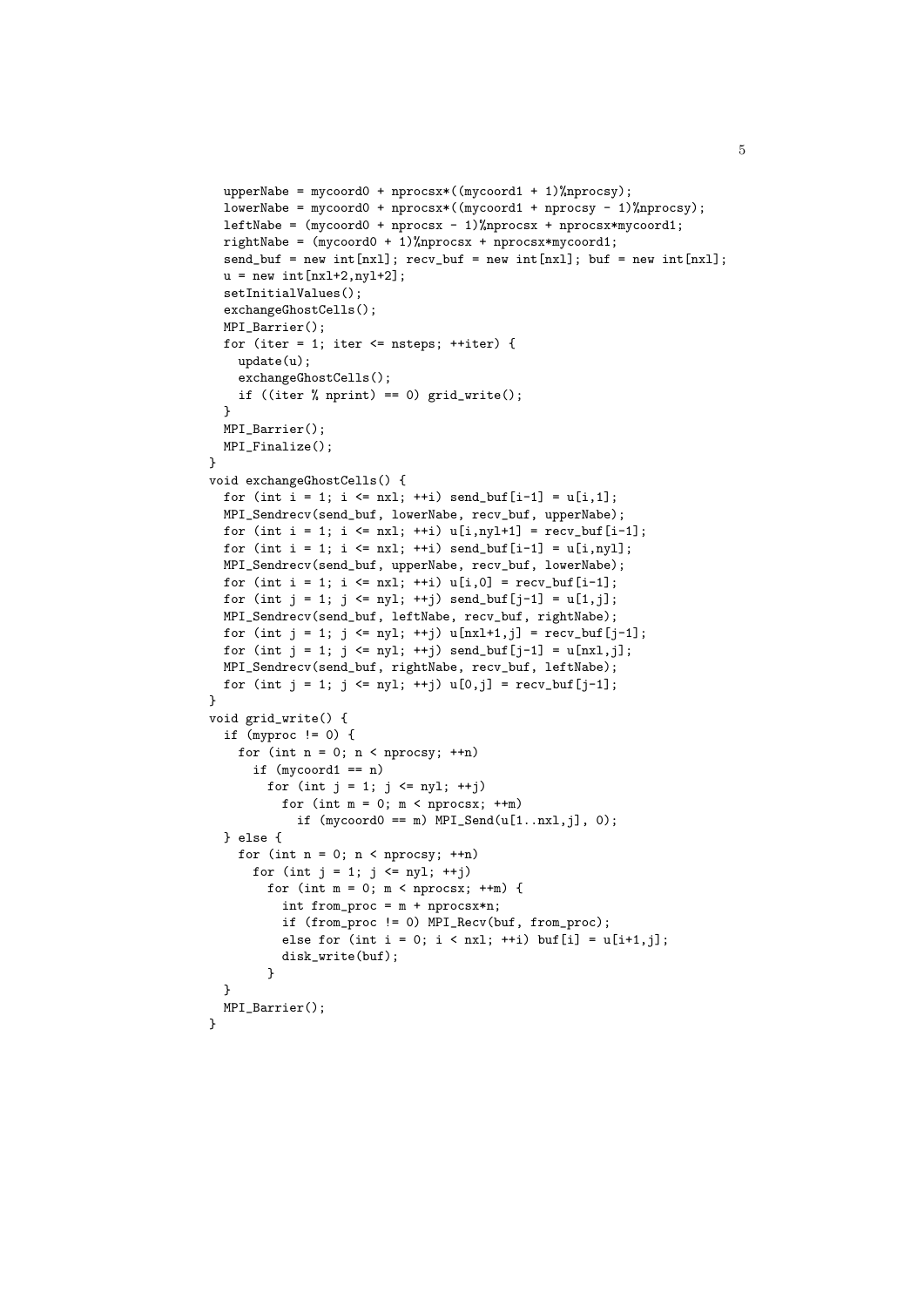```
  upperNabe = mycoord0 + nprocsx*((mycoord1 + 1)%nprocsy);
  lowerNabe = mycoord0 + nprocsx*((mycoord1 + nprocsy - 1)%nprocsy);
  leftNabe = (mycoord0 + nprocsx - 1)%nprocsx + nprocsx*mycoord1;
  rightNabe = (mycoord0 + 1)%nprocsx + nprocsx*mycoord1;
  send_buf = new int[nxl]; recv_buf = new int[nxl]; buf = new int[nxl];
  u = new int[nxl+2,nyl+2];
  setInitialValues();
  exchangeGhostCells();
  MPI_Barrier();
  for (iter = 1; iter <= nsteps; ++iter) {
    update(u);
    exchangeGhostCells();
    if ((iter % nprint) == 0) grid_write();
  }
  MPI_Barrier();
  MPI_Finalize();
}
void exchangeGhostCells() {
  for (int i = 1; i <= nxl; ++i) send_buf[i-1] = u[i,1];
  MPI_Sendrecv(send_buf, lowerNabe, recv_buf, upperNabe);
  for (int i = 1; i <= nxl; ++i) u[i,nyl+1] = recv_buf[i-1];
  for (int i = 1; i <= nxl; ++i) send_buf[i-1] = u[i,nyl];
  MPI_Sendrecv(send_buf, upperNabe, recv_buf, lowerNabe);
  for (int i = 1; i <= nxl; ++i) u[i,0] = recv_buf[i-1];
  for (int j = 1; j <= nyl; ++j) send_buf[j-1] = u[1,j];
  MPI_Sendrecv(send_buf, leftNabe, recv_buf, rightNabe);
  for (int j = 1; j <= nyl; ++j) u[nxl+1,j] = recv_buf[j-1];
  for (int j = 1; j <= nyl; ++j) send_buf[j-1] = u[nxl,j];
  MPI_Sendrecv(send_buf, rightNabe, recv_buf, leftNabe);
  for (int j = 1; j <= nyl; ++j) u[0,j] = recv_buf[j-1];
}
void grid_write() {
  if (myproc != 0) {
    for (int n = 0; n < nprocsy; ++n)
      if (mycoord1 == n)
        for (int j = 1; j <= nyl; ++j)
          for (int m = 0; m < nprocsx; ++m)
            if (mycoord0 == m) MPI_Send(u[1..nxl,j], 0);
  } else {
    for (int n = 0; n < nprocsy; ++n)
      for (int j = 1; j <= nyl; ++j)
        for (int m = 0; m < nprocsx; ++m) {
          int from_proc = m + nprocsx*n;
          if (from_proc != 0) MPI_Recv(buf, from_proc);
          else for (int i = 0; i < nxl; ++i) buf[i] = u[i+1,j];
          disk_write(buf);
        }
  }
  MPI_Barrier();
}
```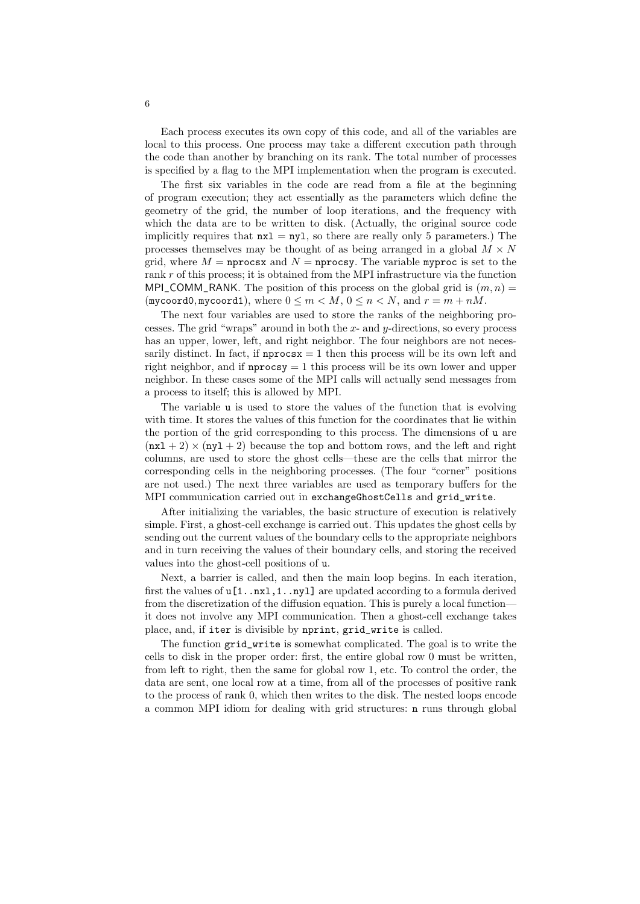Each process executes its own copy of this code, and all of the variables are local to this process. One process may take a different execution path through the code than another by branching on its rank. The total number of processes is specified by a flag to the MPI implementation when the program is executed.

The first six variables in the code are read from a file at the beginning of program execution; they act essentially as the parameters which define the geometry of the grid, the number of loop iterations, and the frequency with which the data are to be written to disk. (Actually, the original source code implicitly requires that $\texttt{nxl} = \texttt{nyl}$, so there are really only 5 parameters.) The processes themselves may be thought of as being arranged in a global $M \times N$ grid, where $M = \texttt{nprocsx}$ and $N = \texttt{nprocsy}$. The variable `myproc` is set to the rank $r$ of this process; it is obtained from the MPI infrastructure via the function MPI_COMM_RANK. The position of this process on the global grid is $(m, n) = (\texttt{mycoord0}, \texttt{mycoord1})$, where $0 \leq m < M$, $0 \leq n < N$, and $r = m + nM$.

The next four variables are used to store the ranks of the neighboring processes. The grid "wraps" around in both the $x$- and $y$-directions, so every process has an upper, lower, left, and right neighbor. The four neighbors are not necessarily distinct. In fact, if $\texttt{nprocsx} = 1$ then this process will be its own left and right neighbor, and if $\texttt{nprocsy} = 1$ this process will be its own lower and upper neighbor. In these cases some of the MPI calls will actually send messages from a process to itself; this is allowed by MPI.

The variable `u` is used to store the values of the function that is evolving with time. It stores the values of this function for the coordinates that lie within the portion of the grid corresponding to this process. The dimensions of `u` are $(\texttt{nxl} + 2) \times (\texttt{nyl} + 2)$ because the top and bottom rows, and the left and right columns, are used to store the ghost cells—these are the cells that mirror the corresponding cells in the neighboring processes. (The four "corner" positions are not used.) The next three variables are used as temporary buffers for the MPI communication carried out in `exchangeGhostCells` and `grid_write`.

After initializing the variables, the basic structure of execution is relatively simple. First, a ghost-cell exchange is carried out. This updates the ghost cells by sending out the current values of the boundary cells to the appropriate neighbors and in turn receiving the values of their boundary cells, and storing the received values into the ghost-cell positions of `u`.

Next, a barrier is called, and then the main loop begins. In each iteration, first the values of `u[1..nxl,1..nyl]` are updated according to a formula derived from the discretization of the diffusion equation. This is purely a local function—it does not involve any MPI communication. Then a ghost-cell exchange takes place, and, if `iter` is divisible by `nprint`, `grid_write` is called.

The function `grid_write` is somewhat complicated. The goal is to write the cells to disk in the proper order: first, the entire global row 0 must be written, from left to right, then the same for global row 1, etc. To control the order, the data are sent, one local row at a time, from all of the processes of positive rank to the process of rank 0, which then writes to the disk. The nested loops encode a common MPI idiom for dealing with grid structures: `n` runs through global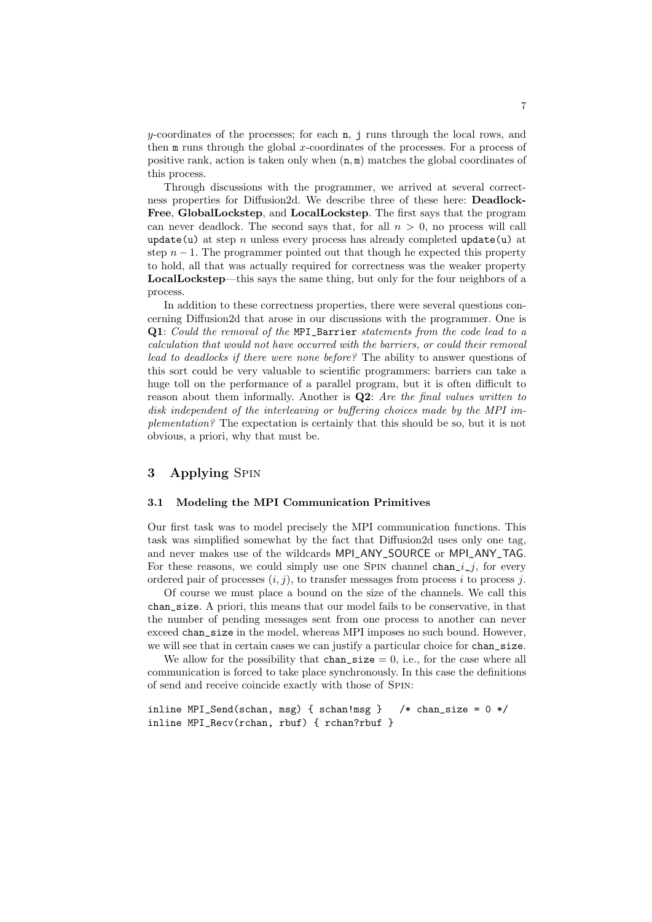$y$-coordinates of the processes; for each n, j runs through the local rows, and then m runs through the global $x$-coordinates of the processes. For a process of positive rank, action is taken only when (n, m) matches the global coordinates of this process.

Through discussions with the programmer, we arrived at several correctness properties for Diffusion2d. We describe three of these here: **Deadlock-Free**, **GlobalLockstep**, and **LocalLockstep**. The first says that the program can never deadlock. The second says that, for all $n > 0$, no process will call update(u) at step $n$ unless every process has already completed update(u) at step $n-1$. The programmer pointed out that though he expected this property to hold, all that was actually required for correctness was the weaker property **LocalLockstep**—this says the same thing, but only for the four neighbors of a process.

In addition to these correctness properties, there were several questions concerning Diffusion2d that arose in our discussions with the programmer. One is **Q1**: *Could the removal of the* MPI_Barrier *statements from the code lead to a calculation that would not have occurred with the barriers, or could their removal lead to deadlocks if there were none before?* The ability to answer questions of this sort could be very valuable to scientific programmers: barriers can take a huge toll on the performance of a parallel program, but it is often difficult to reason about them informally. Another is **Q2**: *Are the final values written to disk independent of the interleaving or buffering choices made by the MPI implementation?* The expectation is certainly that this should be so, but it is not obvious, a priori, why that must be.

## 3 Applying Spin

### 3.1 Modeling the MPI Communication Primitives

Our first task was to model precisely the MPI communication functions. This task was simplified somewhat by the fact that Diffusion2d uses only one tag, and never makes use of the wildcards MPI_ANY_SOURCE or MPI_ANY_TAG. For these reasons, we could simply use one Spin channel chan_$i$_$j$, for every ordered pair of processes $(i, j)$, to transfer messages from process $i$ to process $j$.

Of course we must place a bound on the size of the channels. We call this chan_size. A priori, this means that our model fails to be conservative, in that the number of pending messages sent from one process to another can never exceed chan_size in the model, whereas MPI imposes no such bound. However, we will see that in certain cases we can justify a particular choice for chan_size.

We allow for the possibility that chan_size = 0, i.e., for the case where all communication is forced to take place synchronously. In this case the definitions of send and receive coincide exactly with those of Spin:

```
inline MPI_Send(schan, msg) { schan!msg }   /* chan_size = 0 */
inline MPI_Recv(rchan, rbuf) { rchan?rbuf }
```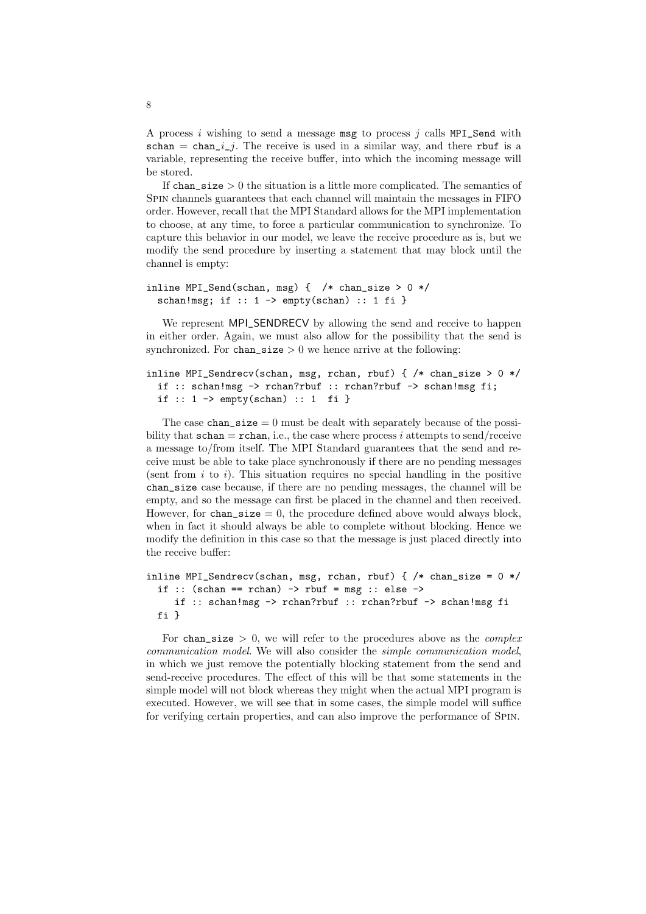A process $i$ wishing to send a message `msg` to process $j$ calls `MPI_Send` with `schan` = `chan_`$i$`_`$j$. The receive is used in a similar way, and there `rbuf` is a variable, representing the receive buffer, into which the incoming message will be stored.

If `chan_size` $> 0$ the situation is a little more complicated. The semantics of Spin channels guarantees that each channel will maintain the messages in FIFO order. However, recall that the MPI Standard allows for the MPI implementation to choose, at any time, to force a particular communication to synchronize. To capture this behavior in our model, we leave the receive procedure as is, but we modify the send procedure by inserting a statement that may block until the channel is empty:

```
inline MPI_Send(schan, msg) {  /* chan_size > 0 */
  schan!msg; if :: 1 -> empty(schan) :: 1 fi }
```

We represent MPI_SENDRECV by allowing the send and receive to happen in either order. Again, we must also allow for the possibility that the send is synchronized. For `chan_size` $> 0$ we hence arrive at the following:

```
inline MPI_Sendrecv(schan, msg, rchan, rbuf) { /* chan_size > 0 */
  if :: schan!msg -> rchan?rbuf :: rchan?rbuf -> schan!msg fi;
  if :: 1 -> empty(schan) :: 1  fi }
```

The case `chan_size` $= 0$ must be dealt with separately because of the possibility that `schan` = `rchan`, i.e., the case where process $i$ attempts to send/receive a message to/from itself. The MPI Standard guarantees that the send and receive must be able to take place synchronously if there are no pending messages (sent from $i$ to $i$). This situation requires no special handling in the positive `chan_size` case because, if there are no pending messages, the channel will be empty, and so the message can first be placed in the channel and then received. However, for `chan_size` $= 0$, the procedure defined above would always block, when in fact it should always be able to complete without blocking. Hence we modify the definition in this case so that the message is just placed directly into the receive buffer:

```
inline MPI_Sendrecv(schan, msg, rchan, rbuf) { /* chan_size = 0 */
  if :: (schan == rchan) -> rbuf = msg :: else ->
     if :: schan!msg -> rchan?rbuf :: rchan?rbuf -> schan!msg fi
  fi }
```

For `chan_size` $> 0$, we will refer to the procedures above as the *complex communication model*. We will also consider the *simple communication model*, in which we just remove the potentially blocking statement from the send and send-receive procedures. The effect of this will be that some statements in the simple model will not block whereas they might when the actual MPI program is executed. However, we will see that in some cases, the simple model will suffice for verifying certain properties, and can also improve the performance of Spin.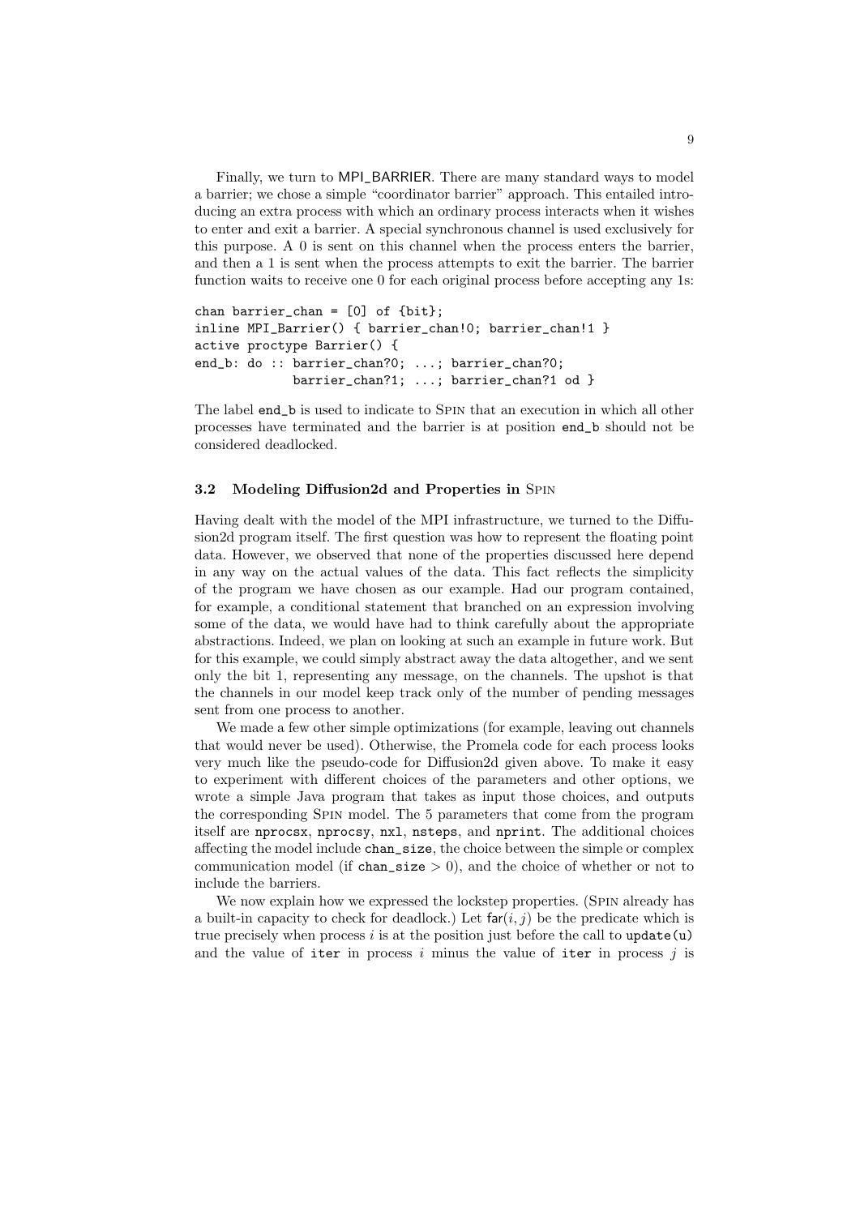Finally, we turn to MPI_BARRIER. There are many standard ways to model a barrier; we chose a simple "coordinator barrier" approach. This entailed introducing an extra process with which an ordinary process interacts when it wishes to enter and exit a barrier. A special synchronous channel is used exclusively for this purpose. A 0 is sent on this channel when the process enters the barrier, and then a 1 is sent when the process attempts to exit the barrier. The barrier function waits to receive one 0 for each original process before accepting any 1s:

```
chan barrier_chan = [0] of {bit};
inline MPI_Barrier() { barrier_chan!0; barrier_chan!1 }
active proctype Barrier() {
end_b: do :: barrier_chan?0; ...; barrier_chan?0;
             barrier_chan?1; ...; barrier_chan?1 od }
```

The label end_b is used to indicate to Spin that an execution in which all other processes have terminated and the barrier is at position end_b should not be considered deadlocked.

### 3.2 Modeling Diffusion2d and Properties in Spin

Having dealt with the model of the MPI infrastructure, we turned to the Diffusion2d program itself. The first question was how to represent the floating point data. However, we observed that none of the properties discussed here depend in any way on the actual values of the data. This fact reflects the simplicity of the program we have chosen as our example. Had our program contained, for example, a conditional statement that branched on an expression involving some of the data, we would have had to think carefully about the appropriate abstractions. Indeed, we plan on looking at such an example in future work. But for this example, we could simply abstract away the data altogether, and we sent only the bit 1, representing any message, on the channels. The upshot is that the channels in our model keep track only of the number of pending messages sent from one process to another.

We made a few other simple optimizations (for example, leaving out channels that would never be used). Otherwise, the Promela code for each process looks very much like the pseudo-code for Diffusion2d given above. To make it easy to experiment with different choices of the parameters and other options, we wrote a simple Java program that takes as input those choices, and outputs the corresponding Spin model. The 5 parameters that come from the program itself are nprocsx, nprocsy, nxl, nsteps, and nprint. The additional choices affecting the model include chan_size, the choice between the simple or complex communication model (if chan_size $> 0$), and the choice of whether or not to include the barriers.

We now explain how we expressed the lockstep properties. (Spin already has a built-in capacity to check for deadlock.) Let $\mathsf{far}(i, j)$ be the predicate which is true precisely when process $i$ is at the position just before the call to update(u) and the value of iter in process $i$ minus the value of iter in process $j$ is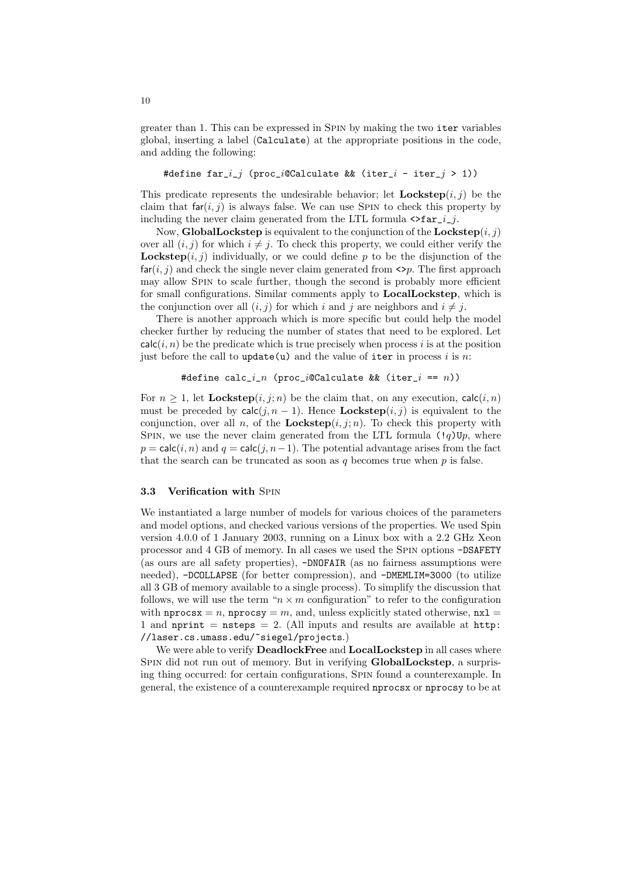greater than 1. This can be expressed in Spin by making the two `iter` variables global, inserting a label (`Calculate`) at the appropriate positions in the code, and adding the following:

```
#define far_i_j (proc_i@Calculate && (iter_i - iter_j > 1))
```

This predicate represents the undesirable behavior; let **Lockstep**$(i, j)$ be the claim that $\mathsf{far}(i, j)$ is always false. We can use Spin to check this property by including the never claim generated from the LTL formula `<>far_i_j`.

Now, **GlobalLockstep** is equivalent to the conjunction of the **Lockstep**$(i, j)$ over all $(i, j)$ for which $i \neq j$. To check this property, we could either verify the **Lockstep**$(i, j)$ individually, or we could define $p$ to be the disjunction of the $\mathsf{far}(i, j)$ and check the single never claim generated from `<>`$p$. The first approach may allow Spin to scale further, though the second is probably more efficient for small configurations. Similar comments apply to **LocalLockstep**, which is the conjunction over all $(i, j)$ for which $i$ and $j$ are neighbors and $i \neq j$.

There is another approach which is more specific but could help the model checker further by reducing the number of states that need to be explored. Let $\mathsf{calc}(i, n)$ be the predicate which is true precisely when process $i$ is at the position just before the call to `update(u)` and the value of `iter` in process $i$ is $n$:

```
#define calc_i_n (proc_i@Calculate && (iter_i == n))
```

For $n \geq 1$, let **Lockstep**$(i, j; n)$ be the claim that, on any execution, $\mathsf{calc}(i, n)$ must be preceded by $\mathsf{calc}(j, n-1)$. Hence **Lockstep**$(i, j)$ is equivalent to the conjunction, over all $n$, of the **Lockstep**$(i, j; n)$. To check this property with Spin, we use the never claim generated from the LTL formula `(!`$q$`)U`$p$, where $p = \mathsf{calc}(i, n)$ and $q = \mathsf{calc}(j, n-1)$. The potential advantage arises from the fact that the search can be truncated as soon as $q$ becomes true when $p$ is false.

### 3.3 Verification with Spin

We instantiated a large number of models for various choices of the parameters and model options, and checked various versions of the properties. We used Spin version 4.0.0 of 1 January 2003, running on a Linux box with a 2.2 GHz Xeon processor and 4 GB of memory. In all cases we used the Spin options `-DSAFETY` (as ours are all safety properties), `-DNOFAIR` (as no fairness assumptions were needed), `-DCOLLAPSE` (for better compression), and `-DMEMLIM=3000` (to utilize all 3 GB of memory available to a single process). To simplify the discussion that follows, we will use the term "$n \times m$ configuration" to refer to the configuration with `nprocsx` $= n$, `nprocsy` $= m$, and, unless explicitly stated otherwise, `nxl` $=$ 1 and `nprint` $=$ `nsteps` $= 2$. (All inputs and results are available at `http://laser.cs.umass.edu/~siegel/projects`.)

We were able to verify **DeadlockFree** and **LocalLockstep** in all cases where Spin did not run out of memory. But in verifying **GlobalLockstep**, a surprising thing occurred: for certain configurations, Spin found a counterexample. In general, the existence of a counterexample required `nprocsx` or `nprocsy` to be at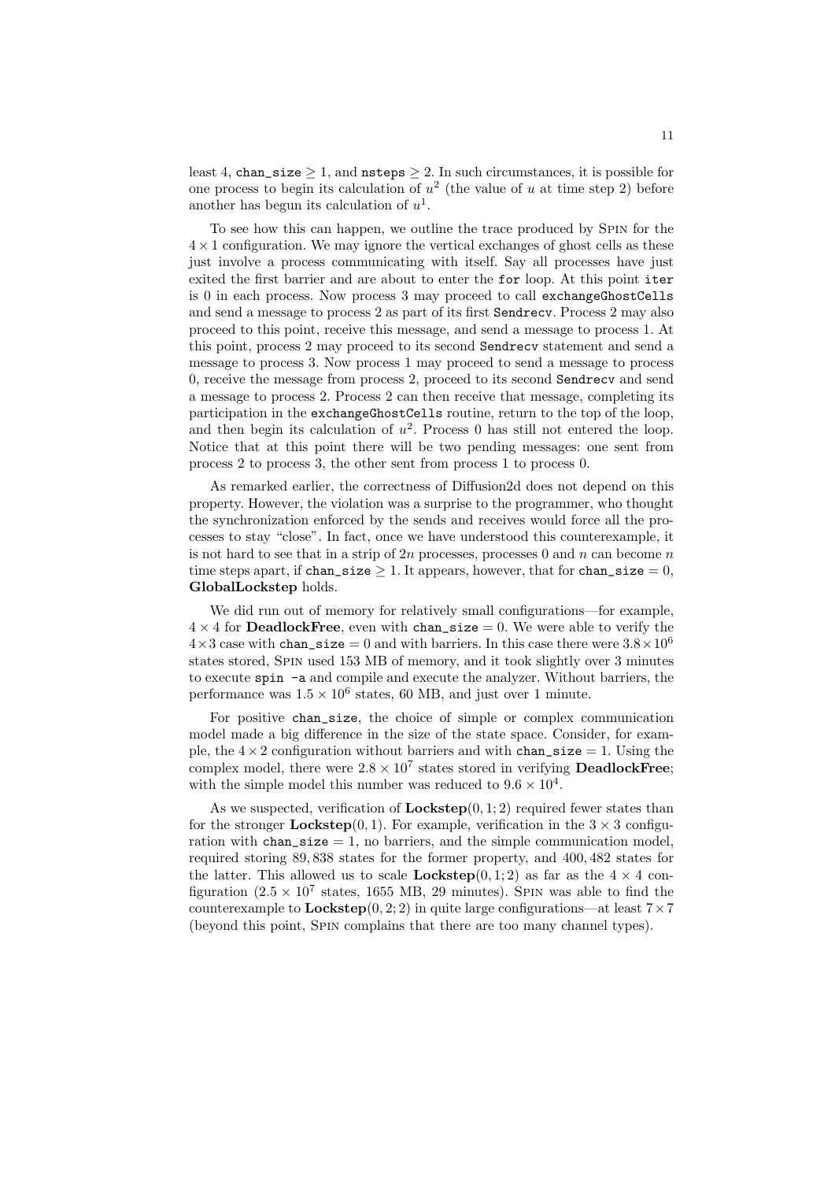least 4, `chan_size` $\geq 1$, and `nsteps` $\geq 2$. In such circumstances, it is possible for one process to begin its calculation of $u^2$ (the value of $u$ at time step 2) before another has begun its calculation of $u^1$.

To see how this can happen, we outline the trace produced by Spin for the $4 \times 1$ configuration. We may ignore the vertical exchanges of ghost cells as these just involve a process communicating with itself. Say all processes have just exited the first barrier and are about to enter the `for` loop. At this point `iter` is 0 in each process. Now process 3 may proceed to call `exchangeGhostCells` and send a message to process 2 as part of its first `Sendrecv`. Process 2 may also proceed to this point, receive this message, and send a message to process 1. At this point, process 2 may proceed to its second `Sendrecv` statement and send a message to process 3. Now process 1 may proceed to send a message to process 0, receive the message from process 2, proceed to its second `Sendrecv` and send a message to process 2. Process 2 can then receive that message, completing its participation in the `exchangeGhostCells` routine, return to the top of the loop, and then begin its calculation of $u^2$. Process 0 has still not entered the loop. Notice that at this point there will be two pending messages: one sent from process 2 to process 3, the other sent from process 1 to process 0.

As remarked earlier, the correctness of Diffusion2d does not depend on this property. However, the violation was a surprise to the programmer, who thought the synchronization enforced by the sends and receives would force all the processes to stay "close". In fact, once we have understood this counterexample, it is not hard to see that in a strip of $2n$ processes, processes 0 and $n$ can become $n$ time steps apart, if `chan_size` $\geq 1$. It appears, however, that for `chan_size` $= 0$, **GlobalLockstep** holds.

We did run out of memory for relatively small configurations—for example, $4 \times 4$ for **DeadlockFree**, even with `chan_size` $= 0$. We were able to verify the $4 \times 3$ case with `chan_size` $= 0$ and with barriers. In this case there were $3.8 \times 10^6$ states stored, Spin used 153 MB of memory, and it took slightly over 3 minutes to execute `spin -a` and compile and execute the analyzer. Without barriers, the performance was $1.5 \times 10^6$ states, 60 MB, and just over 1 minute.

For positive `chan_size`, the choice of simple or complex communication model made a big difference in the size of the state space. Consider, for example, the $4 \times 2$ configuration without barriers and with `chan_size` $= 1$. Using the complex model, there were $2.8 \times 10^7$ states stored in verifying **DeadlockFree**; with the simple model this number was reduced to $9.6 \times 10^4$.

As we suspected, verification of **Lockstep**$(0, 1; 2)$ required fewer states than for the stronger **Lockstep**$(0, 1)$. For example, verification in the $3 \times 3$ configuration with `chan_size` $= 1$, no barriers, and the simple communication model, required storing 89,838 states for the former property, and 400,482 states for the latter. This allowed us to scale **Lockstep**$(0, 1; 2)$ as far as the $4 \times 4$ configuration ($2.5 \times 10^7$ states, 1655 MB, 29 minutes). Spin was able to find the counterexample to **Lockstep**$(0, 2; 2)$ in quite large configurations—at least $7 \times 7$ (beyond this point, Spin complains that there are too many channel types).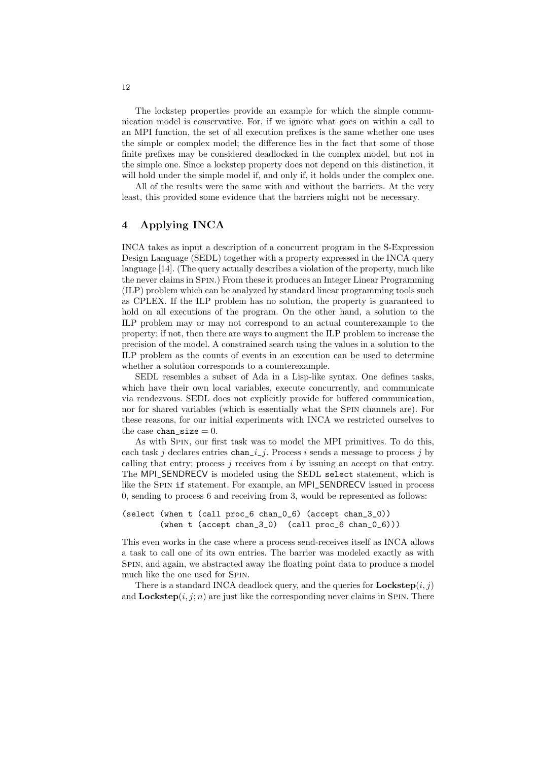The lockstep properties provide an example for which the simple communication model is conservative. For, if we ignore what goes on within a call to an MPI function, the set of all execution prefixes is the same whether one uses the simple or complex model; the difference lies in the fact that some of those finite prefixes may be considered deadlocked in the complex model, but not in the simple one. Since a lockstep property does not depend on this distinction, it will hold under the simple model if, and only if, it holds under the complex one.

All of the results were the same with and without the barriers. At the very least, this provided some evidence that the barriers might not be necessary.

## 4 Applying INCA

INCA takes as input a description of a concurrent program in the S-Expression Design Language (SEDL) together with a property expressed in the INCA query language [14]. (The query actually describes a violation of the property, much like the never claims in Spin.) From these it produces an Integer Linear Programming (ILP) problem which can be analyzed by standard linear programming tools such as CPLEX. If the ILP problem has no solution, the property is guaranteed to hold on all executions of the program. On the other hand, a solution to the ILP problem may or may not correspond to an actual counterexample to the property; if not, then there are ways to augment the ILP problem to increase the precision of the model. A constrained search using the values in a solution to the ILP problem as the counts of events in an execution can be used to determine whether a solution corresponds to a counterexample.

SEDL resembles a subset of Ada in a Lisp-like syntax. One defines tasks, which have their own local variables, execute concurrently, and communicate via rendezvous. SEDL does not explicitly provide for buffered communication, nor for shared variables (which is essentially what the Spin channels are). For these reasons, for our initial experiments with INCA we restricted ourselves to the case `chan_size` $= 0$.

As with Spin, our first task was to model the MPI primitives. To do this, each task $j$ declares entries `chan_`$i$`_`$j$. Process $i$ sends a message to process $j$ by calling that entry; process $j$ receives from $i$ by issuing an accept on that entry. The MPI_SENDRECV is modeled using the SEDL `select` statement, which is like the Spin `if` statement. For example, an MPI_SENDRECV issued in process 0, sending to process 6 and receiving from 3, would be represented as follows:

```
(select (when t (call proc_6 chan_0_6) (accept chan_3_0))
        (when t (accept chan_3_0)  (call proc_6 chan_0_6)))
```

This even works in the case where a process send-receives itself as INCA allows a task to call one of its own entries. The barrier was modeled exactly as with Spin, and again, we abstracted away the floating point data to produce a model much like the one used for Spin.

There is a standard INCA deadlock query, and the queries for **Lockstep**$(i, j)$ and **Lockstep**$(i, j; n)$ are just like the corresponding never claims in Spin. There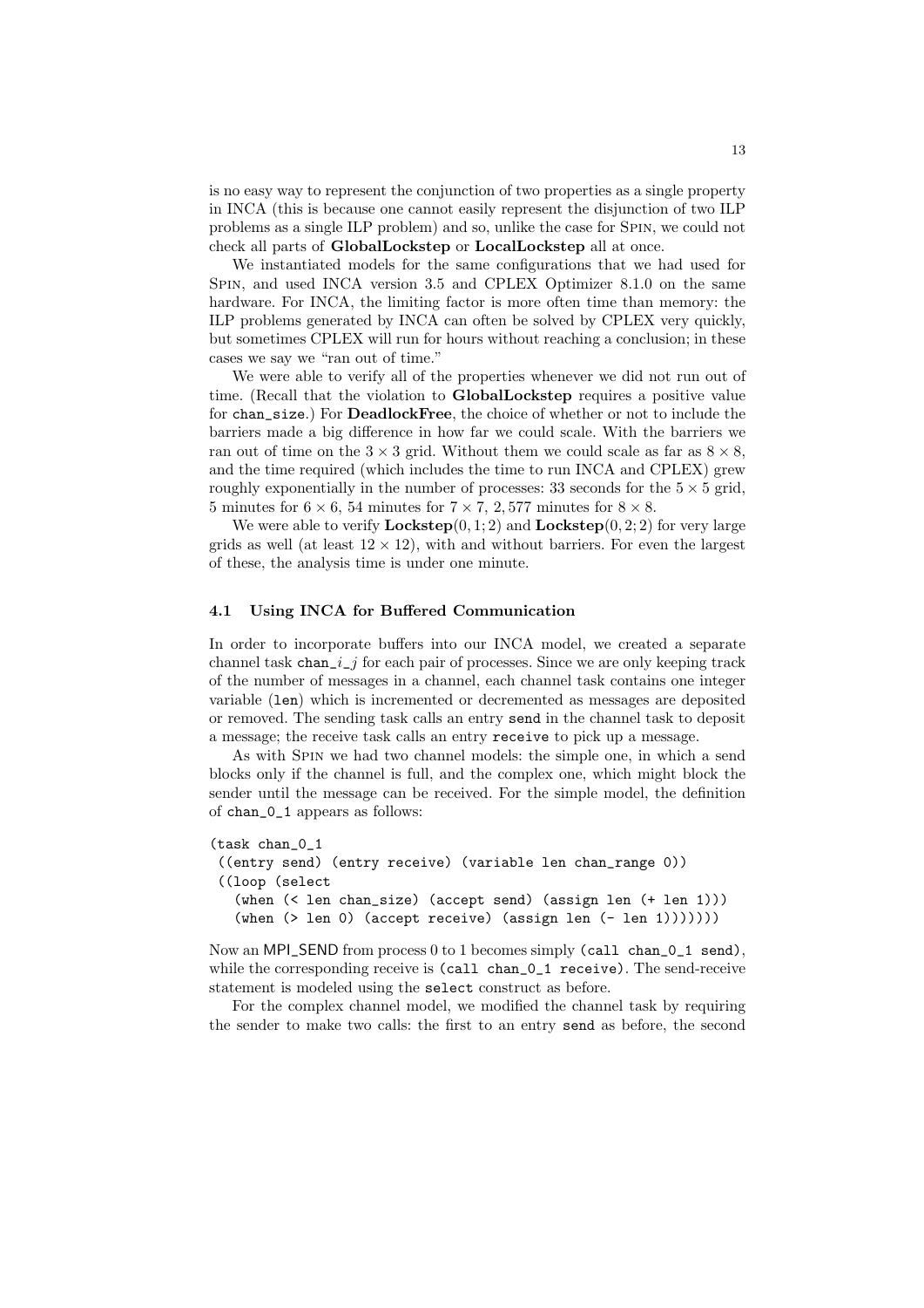is no easy way to represent the conjunction of two properties as a single property in INCA (this is because one cannot easily represent the disjunction of two ILP problems as a single ILP problem) and so, unlike the case for Spin, we could not check all parts of **GlobalLockstep** or **LocalLockstep** all at once.

We instantiated models for the same configurations that we had used for Spin, and used INCA version 3.5 and CPLEX Optimizer 8.1.0 on the same hardware. For INCA, the limiting factor is more often time than memory: the ILP problems generated by INCA can often be solved by CPLEX very quickly, but sometimes CPLEX will run for hours without reaching a conclusion; in these cases we say we "ran out of time."

We were able to verify all of the properties whenever we did not run out of time. (Recall that the violation to **GlobalLockstep** requires a positive value for `chan_size`.) For **DeadlockFree**, the choice of whether or not to include the barriers made a big difference in how far we could scale. With the barriers we ran out of time on the $3 \times 3$ grid. Without them we could scale as far as $8 \times 8$, and the time required (which includes the time to run INCA and CPLEX) grew roughly exponentially in the number of processes: 33 seconds for the $5 \times 5$ grid, 5 minutes for $6 \times 6$, 54 minutes for $7 \times 7$, 2,577 minutes for $8 \times 8$.

We were able to verify $\mathbf{Lockstep}(0, 1; 2)$ and $\mathbf{Lockstep}(0, 2; 2)$ for very large grids as well (at least $12 \times 12$), with and without barriers. For even the largest of these, the analysis time is under one minute.

### 4.1 Using INCA for Buffered Communication

In order to incorporate buffers into our INCA model, we created a separate channel task `chan_`$i$`_`$j$ for each pair of processes. Since we are only keeping track of the number of messages in a channel, each channel task contains one integer variable (`len`) which is incremented or decremented as messages are deposited or removed. The sending task calls an entry `send` in the channel task to deposit a message; the receive task calls an entry `receive` to pick up a message.

As with Spin we had two channel models: the simple one, in which a send blocks only if the channel is full, and the complex one, which might block the sender until the message can be received. For the simple model, the definition of `chan_0_1` appears as follows:

```
(task chan_0_1
 ((entry send) (entry receive) (variable len chan_range 0))
 ((loop (select
   (when (< len chan_size) (accept send) (assign len (+ len 1)))
   (when (> len 0) (accept receive) (assign len (- len 1)))))))
```

Now an MPI_SEND from process 0 to 1 becomes simply `(call chan_0_1 send)`, while the corresponding receive is `(call chan_0_1 receive)`. The send-receive statement is modeled using the `select` construct as before.

For the complex channel model, we modified the channel task by requiring the sender to make two calls: the first to an entry `send` as before, the second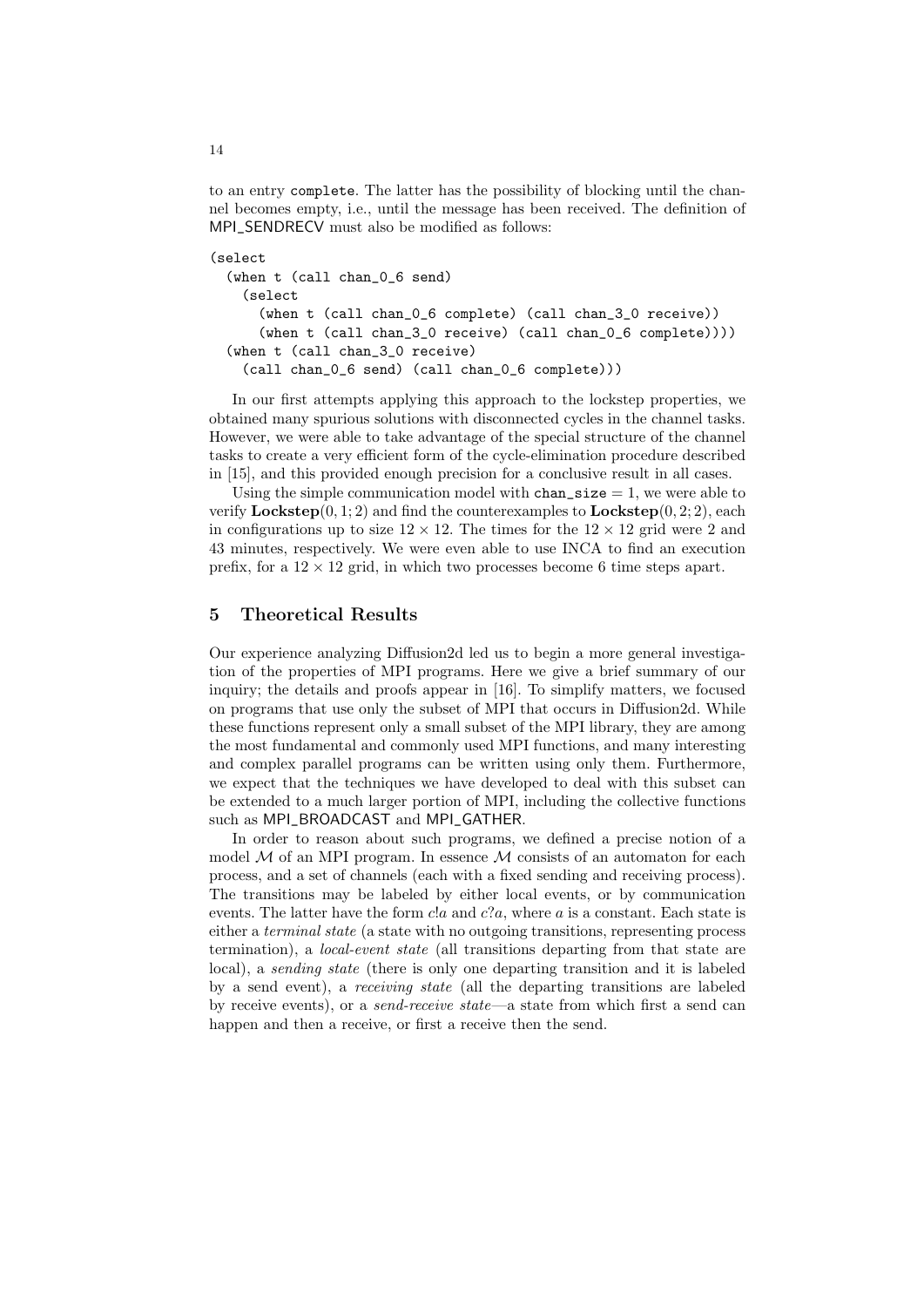to an entry `complete`. The latter has the possibility of blocking until the channel becomes empty, i.e., until the message has been received. The definition of MPI_SENDRECV must also be modified as follows:

```
(select
  (when t (call chan_0_6 send)
    (select
      (when t (call chan_0_6 complete) (call chan_3_0 receive))
      (when t (call chan_3_0 receive) (call chan_0_6 complete))))
  (when t (call chan_3_0 receive)
    (call chan_0_6 send) (call chan_0_6 complete)))
```

In our first attempts applying this approach to the lockstep properties, we obtained many spurious solutions with disconnected cycles in the channel tasks. However, we were able to take advantage of the special structure of the channel tasks to create a very efficient form of the cycle-elimination procedure described in [15], and this provided enough precision for a conclusive result in all cases.

Using the simple communication model with `chan_size` $= 1$, we were able to verify **Lockstep**$(0, 1; 2)$ and find the counterexamples to **Lockstep**$(0, 2; 2)$, each in configurations up to size $12 \times 12$. The times for the $12 \times 12$ grid were 2 and 43 minutes, respectively. We were even able to use INCA to find an execution prefix, for a $12 \times 12$ grid, in which two processes become 6 time steps apart.

## 5 Theoretical Results

Our experience analyzing Diffusion2d led us to begin a more general investigation of the properties of MPI programs. Here we give a brief summary of our inquiry; the details and proofs appear in [16]. To simplify matters, we focused on programs that use only the subset of MPI that occurs in Diffusion2d. While these functions represent only a small subset of the MPI library, they are among the most fundamental and commonly used MPI functions, and many interesting and complex parallel programs can be written using only them. Furthermore, we expect that the techniques we have developed to deal with this subset can be extended to a much larger portion of MPI, including the collective functions such as MPI_BROADCAST and MPI_GATHER.

In order to reason about such programs, we defined a precise notion of a model $\mathcal{M}$ of an MPI program. In essence $\mathcal{M}$ consists of an automaton for each process, and a set of channels (each with a fixed sending and receiving process). The transitions may be labeled by either local events, or by communication events. The latter have the form $c!a$ and $c?a$, where $a$ is a constant. Each state is either a *terminal state* (a state with no outgoing transitions, representing process termination), a *local-event state* (all transitions departing from that state are local), a *sending state* (there is only one departing transition and it is labeled by a send event), a *receiving state* (all the departing transitions are labeled by receive events), or a *send-receive state*—a state from which first a send can happen and then a receive, or first a receive then the send.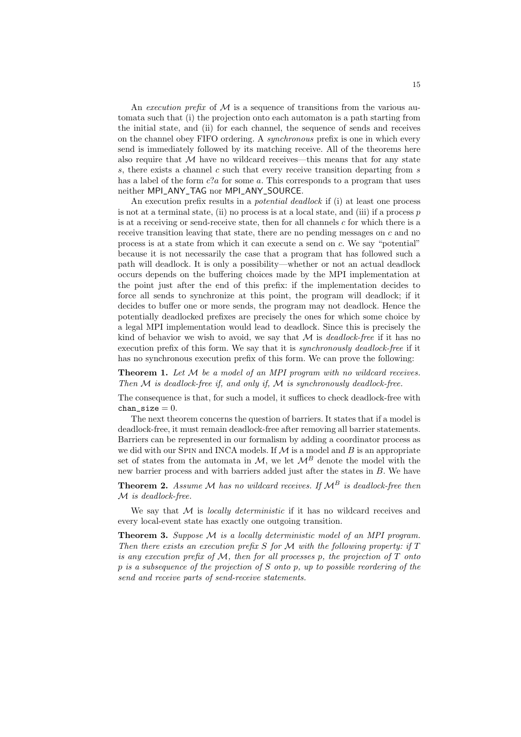An *execution prefix* of $\mathcal{M}$ is a sequence of transitions from the various automata such that (i) the projection onto each automaton is a path starting from the initial state, and (ii) for each channel, the sequence of sends and receives on the channel obey FIFO ordering. A *synchronous* prefix is one in which every send is immediately followed by its matching receive. All of the theorems here also require that $\mathcal{M}$ have no wildcard receives—this means that for any state $s$, there exists a channel $c$ such that every receive transition departing from $s$ has a label of the form $c?a$ for some $a$. This corresponds to a program that uses neither MPI_ANY_TAG nor MPI_ANY_SOURCE.

An execution prefix results in a *potential deadlock* if (i) at least one process is not at a terminal state, (ii) no process is at a local state, and (iii) if a process $p$ is at a receiving or send-receive state, then for all channels $c$ for which there is a receive transition leaving that state, there are no pending messages on $c$ and no process is at a state from which it can execute a send on $c$. We say "potential" because it is not necessarily the case that a program that has followed such a path will deadlock. It is only a possibility—whether or not an actual deadlock occurs depends on the buffering choices made by the MPI implementation at the point just after the end of this prefix: if the implementation decides to force all sends to synchronize at this point, the program will deadlock; if it decides to buffer one or more sends, the program may not deadlock. Hence the potentially deadlocked prefixes are precisely the ones for which some choice by a legal MPI implementation would lead to deadlock. Since this is precisely the kind of behavior we wish to avoid, we say that $\mathcal{M}$ is *deadlock-free* if it has no execution prefix of this form. We say that it is *synchronously deadlock-free* if it has no synchronous execution prefix of this form. We can prove the following:

**Theorem 1.** *Let $\mathcal{M}$ be a model of an MPI program with no wildcard receives. Then $\mathcal{M}$ is deadlock-free if, and only if, $\mathcal{M}$ is synchronously deadlock-free.*

The consequence is that, for such a model, it suffices to check deadlock-free with `chan_size` $= 0$.

The next theorem concerns the question of barriers. It states that if a model is deadlock-free, it must remain deadlock-free after removing all barrier statements. Barriers can be represented in our formalism by adding a coordinator process as we did with our Spin and INCA models. If $\mathcal{M}$ is a model and $B$ is an appropriate set of states from the automata in $\mathcal{M}$, we let $\mathcal{M}^B$ denote the model with the new barrier process and with barriers added just after the states in $B$. We have

**Theorem 2.** *Assume $\mathcal{M}$ has no wildcard receives. If $\mathcal{M}^B$ is deadlock-free then $\mathcal{M}$ is deadlock-free.*

We say that $\mathcal{M}$ is *locally deterministic* if it has no wildcard receives and every local-event state has exactly one outgoing transition.

**Theorem 3.** *Suppose $\mathcal{M}$ is a locally deterministic model of an MPI program. Then there exists an execution prefix $S$ for $\mathcal{M}$ with the following property: if $T$ is any execution prefix of $\mathcal{M}$, then for all processes $p$, the projection of $T$ onto $p$ is a subsequence of the projection of $S$ onto $p$, up to possible reordering of the send and receive parts of send-receive statements.*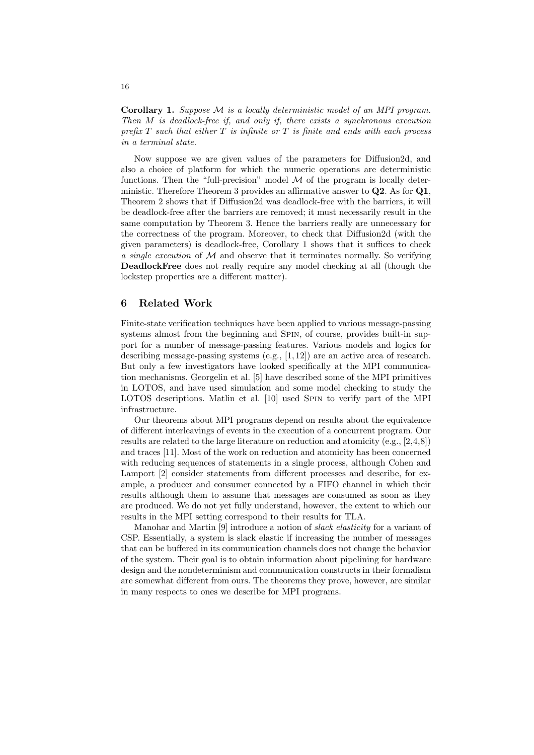**Corollary 1.** *Suppose $\mathcal{M}$ is a locally deterministic model of an MPI program. Then $M$ is deadlock-free if, and only if, there exists a synchronous execution prefix $T$ such that either $T$ is infinite or $T$ is finite and ends with each process in a terminal state.*

Now suppose we are given values of the parameters for Diffusion2d, and also a choice of platform for which the numeric operations are deterministic functions. Then the "full-precision" model $\mathcal{M}$ of the program is locally deterministic. Therefore Theorem 3 provides an affirmative answer to **Q2**. As for **Q1**, Theorem 2 shows that if Diffusion2d was deadlock-free with the barriers, it will be deadlock-free after the barriers are removed; it must necessarily result in the same computation by Theorem 3. Hence the barriers really are unnecessary for the correctness of the program. Moreover, to check that Diffusion2d (with the given parameters) is deadlock-free, Corollary 1 shows that it suffices to check *a single execution* of $\mathcal{M}$ and observe that it terminates normally. So verifying **DeadlockFree** does not really require any model checking at all (though the lockstep properties are a different matter).

## 6 Related Work

Finite-state verification techniques have been applied to various message-passing systems almost from the beginning and Spin, of course, provides built-in support for a number of message-passing features. Various models and logics for describing message-passing systems (e.g., [1, 12]) are an active area of research. But only a few investigators have looked specifically at the MPI communication mechanisms. Georgelin et al. [5] have described some of the MPI primitives in LOTOS, and have used simulation and some model checking to study the LOTOS descriptions. Matlin et al. [10] used Spin to verify part of the MPI infrastructure.

Our theorems about MPI programs depend on results about the equivalence of different interleavings of events in the execution of a concurrent program. Our results are related to the large literature on reduction and atomicity (e.g., [2,4,8]) and traces [11]. Most of the work on reduction and atomicity has been concerned with reducing sequences of statements in a single process, although Cohen and Lamport [2] consider statements from different processes and describe, for example, a producer and consumer connected by a FIFO channel in which their results although them to assume that messages are consumed as soon as they are produced. We do not yet fully understand, however, the extent to which our results in the MPI setting correspond to their results for TLA.

Manohar and Martin [9] introduce a notion of *slack elasticity* for a variant of CSP. Essentially, a system is slack elastic if increasing the number of messages that can be buffered in its communication channels does not change the behavior of the system. Their goal is to obtain information about pipelining for hardware design and the nondeterminism and communication constructs in their formalism are somewhat different from ours. The theorems they prove, however, are similar in many respects to ones we describe for MPI programs.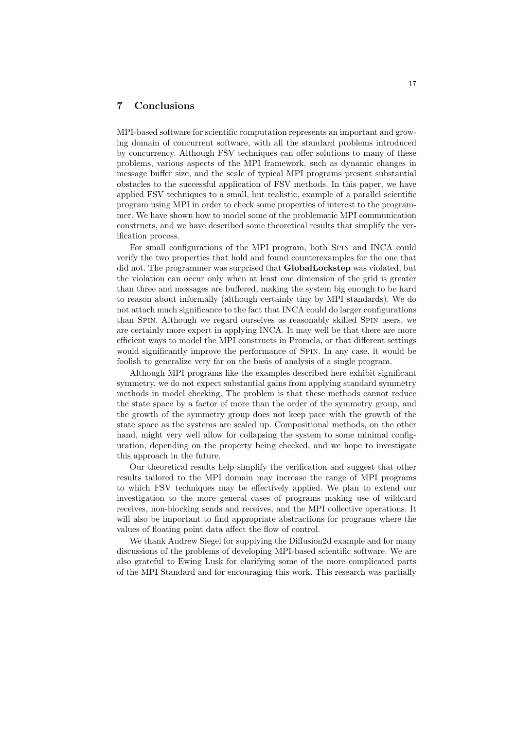## 7 Conclusions

MPI-based software for scientific computation represents an important and growing domain of concurrent software, with all the standard problems introduced by concurrency. Although FSV techniques can offer solutions to many of these problems, various aspects of the MPI framework, such as dynamic changes in message buffer size, and the scale of typical MPI programs present substantial obstacles to the successful application of FSV methods. In this paper, we have applied FSV techniques to a small, but realistic, example of a parallel scientific program using MPI in order to check some properties of interest to the programmer. We have shown how to model some of the problematic MPI communication constructs, and we have described some theoretical results that simplify the verification process.

For small configurations of the MPI program, both Spin and INCA could verify the two properties that hold and found counterexamples for the one that did not. The programmer was surprised that **GlobalLockstep** was violated, but the violation can occur only when at least one dimension of the grid is greater than three and messages are buffered, making the system big enough to be hard to reason about informally (although certainly tiny by MPI standards). We do not attach much significance to the fact that INCA could do larger configurations than Spin. Although we regard ourselves as reasonably skilled Spin users, we are certainly more expert in applying INCA. It may well be that there are more efficient ways to model the MPI constructs in Promela, or that different settings would significantly improve the performance of Spin. In any case, it would be foolish to generalize very far on the basis of analysis of a single program.

Although MPI programs like the examples described here exhibit significant symmetry, we do not expect substantial gains from applying standard symmetry methods in model checking. The problem is that these methods cannot reduce the state space by a factor of more than the order of the symmetry group, and the growth of the symmetry group does not keep pace with the growth of the state space as the systems are scaled up. Compositional methods, on the other hand, might very well allow for collapsing the system to some minimal configuration, depending on the property being checked, and we hope to investigate this approach in the future.

Our theoretical results help simplify the verification and suggest that other results tailored to the MPI domain may increase the range of MPI programs to which FSV techniques may be effectively applied. We plan to extend our investigation to the more general cases of programs making use of wildcard receives, non-blocking sends and receives, and the MPI collective operations. It will also be important to find appropriate abstractions for programs where the values of floating point data affect the flow of control.

We thank Andrew Siegel for supplying the Diffusion2d example and for many discussions of the problems of developing MPI-based scientific software. We are also grateful to Ewing Lusk for clarifying some of the more complicated parts of the MPI Standard and for encouraging this work. This research was partially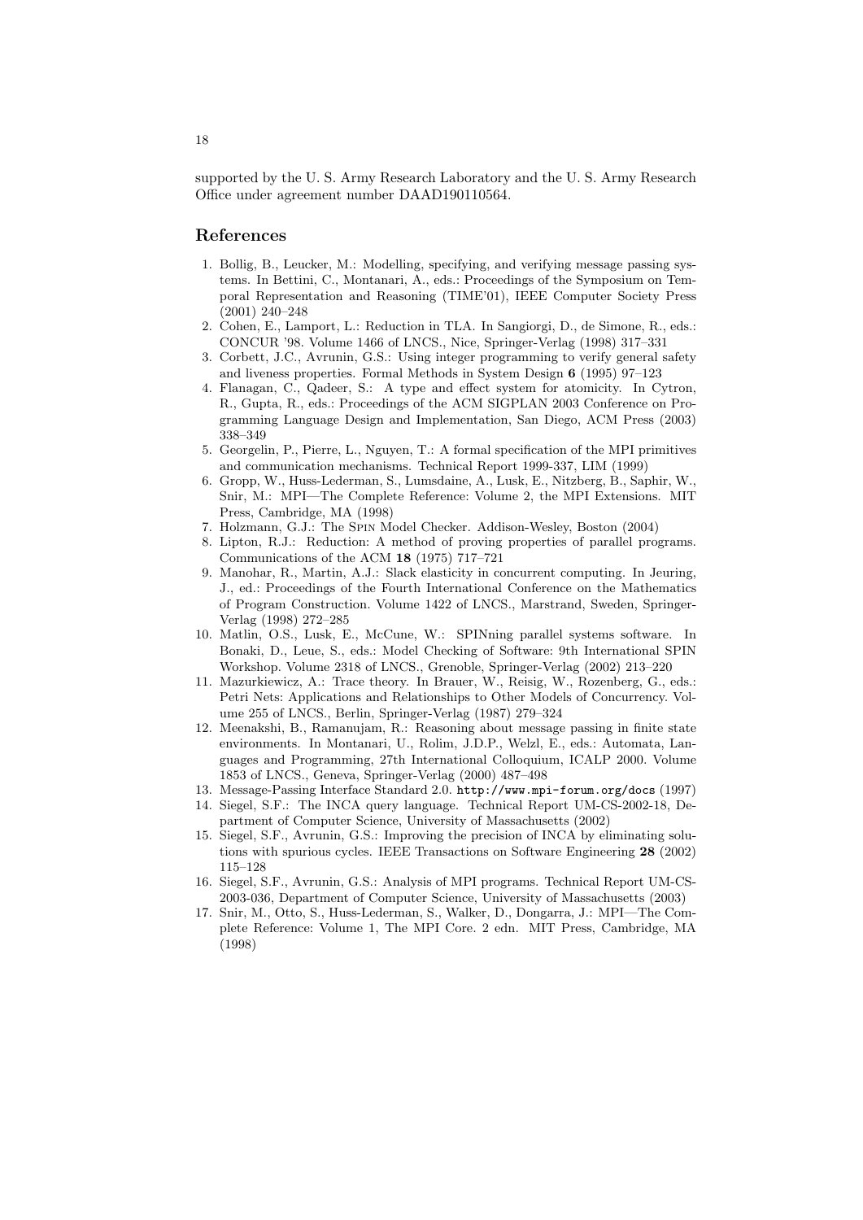supported by the U. S. Army Research Laboratory and the U. S. Army Research Office under agreement number DAAD190110564.

## References

1. Bollig, B., Leucker, M.: Modelling, specifying, and verifying message passing systems. In Bettini, C., Montanari, A., eds.: Proceedings of the Symposium on Temporal Representation and Reasoning (TIME'01), IEEE Computer Society Press (2001) 240–248
2. Cohen, E., Lamport, L.: Reduction in TLA. In Sangiorgi, D., de Simone, R., eds.: CONCUR '98. Volume 1466 of LNCS., Nice, Springer-Verlag (1998) 317–331
3. Corbett, J.C., Avrunin, G.S.: Using integer programming to verify general safety and liveness properties. Formal Methods in System Design **6** (1995) 97–123
4. Flanagan, C., Qadeer, S.: A type and effect system for atomicity. In Cytron, R., Gupta, R., eds.: Proceedings of the ACM SIGPLAN 2003 Conference on Programming Language Design and Implementation, San Diego, ACM Press (2003) 338–349
5. Georgelin, P., Pierre, L., Nguyen, T.: A formal specification of the MPI primitives and communication mechanisms. Technical Report 1999-337, LIM (1999)
6. Gropp, W., Huss-Lederman, S., Lumsdaine, A., Lusk, E., Nitzberg, B., Saphir, W., Snir, M.: MPI—The Complete Reference: Volume 2, the MPI Extensions. MIT Press, Cambridge, MA (1998)
7. Holzmann, G.J.: The Spin Model Checker. Addison-Wesley, Boston (2004)
8. Lipton, R.J.: Reduction: A method of proving properties of parallel programs. Communications of the ACM **18** (1975) 717–721
9. Manohar, R., Martin, A.J.: Slack elasticity in concurrent computing. In Jeuring, J., ed.: Proceedings of the Fourth International Conference on the Mathematics of Program Construction. Volume 1422 of LNCS., Marstrand, Sweden, Springer-Verlag (1998) 272–285
10. Matlin, O.S., Lusk, E., McCune, W.: SPINning parallel systems software. In Bonaki, D., Leue, S., eds.: Model Checking of Software: 9th International SPIN Workshop. Volume 2318 of LNCS., Grenoble, Springer-Verlag (2002) 213–220
11. Mazurkiewicz, A.: Trace theory. In Brauer, W., Reisig, W., Rozenberg, G., eds.: Petri Nets: Applications and Relationships to Other Models of Concurrency. Volume 255 of LNCS., Berlin, Springer-Verlag (1987) 279–324
12. Meenakshi, B., Ramanujam, R.: Reasoning about message passing in finite state environments. In Montanari, U., Rolim, J.D.P., Welzl, E., eds.: Automata, Languages and Programming, 27th International Colloquium, ICALP 2000. Volume 1853 of LNCS., Geneva, Springer-Verlag (2000) 487–498
13. Message-Passing Interface Standard 2.0. `http://www.mpi-forum.org/docs` (1997)
14. Siegel, S.F.: The INCA query language. Technical Report UM-CS-2002-18, Department of Computer Science, University of Massachusetts (2002)
15. Siegel, S.F., Avrunin, G.S.: Improving the precision of INCA by eliminating solutions with spurious cycles. IEEE Transactions on Software Engineering **28** (2002) 115–128
16. Siegel, S.F., Avrunin, G.S.: Analysis of MPI programs. Technical Report UM-CS-2003-036, Department of Computer Science, University of Massachusetts (2003)
17. Snir, M., Otto, S., Huss-Lederman, S., Walker, D., Dongarra, J.: MPI—The Complete Reference: Volume 1, The MPI Core. 2 edn. MIT Press, Cambridge, MA (1998)